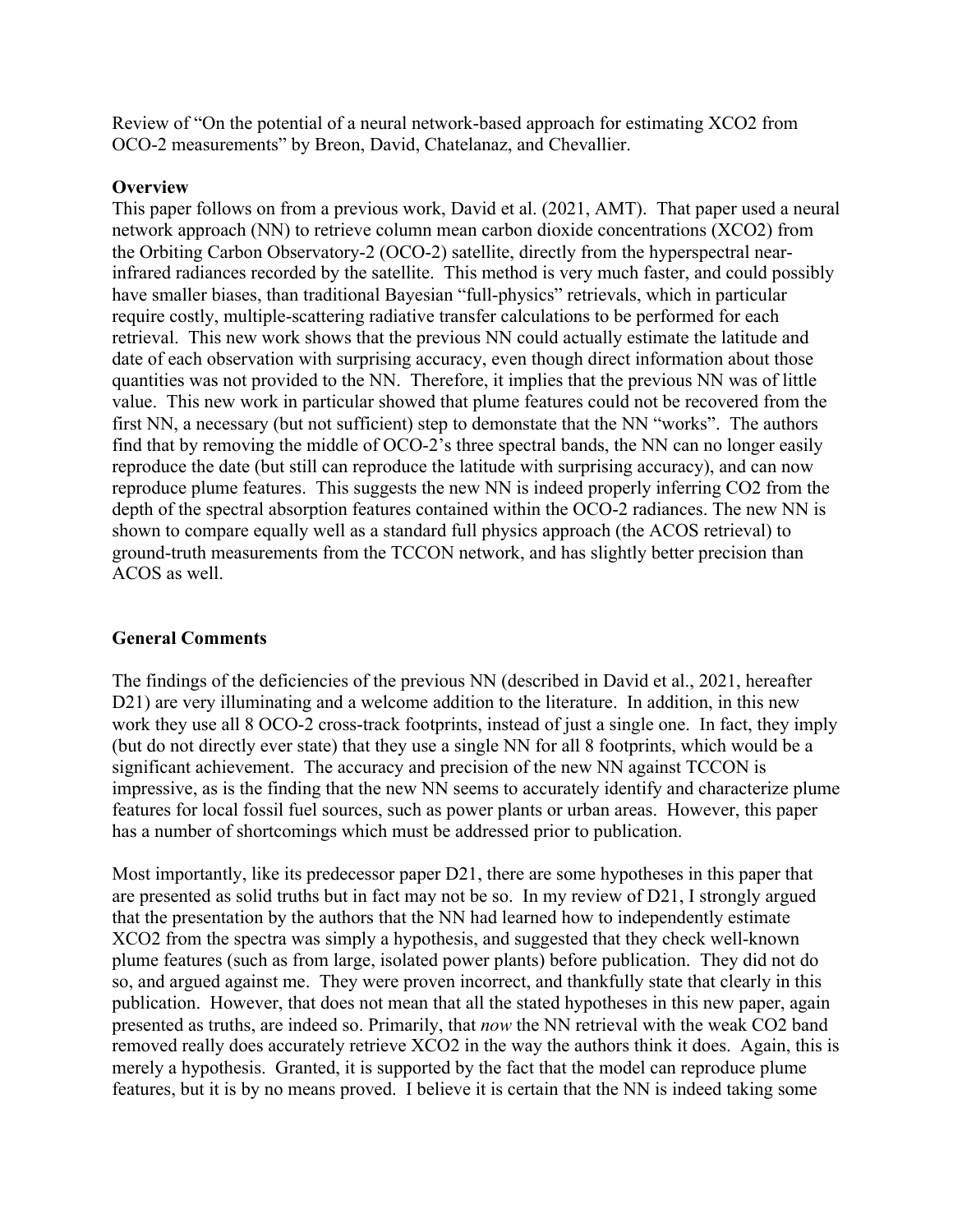Review of "On the potential of a neural network-based approach for estimating XCO2 from OCO-2 measurements" by Breon, David, Chatelanaz, and Chevallier.

**Overview**

This paper follows on from a previous work, David et al. (2021, AMT). That paper used a neural network approach (NN) to retrieve column mean carbon dioxide concentrations (XCO2) from the Orbiting Carbon Observatory-2 (OCO-2) satellite, directly from the hyperspectral near-infrared radiances recorded by the satellite. This method is very much faster, and could possibly have smaller biases, than traditional Bayesian "full-physics" retrievals, which in particular require costly, multiple-scattering radiative transfer calculations to be performed for each retrieval. This new work shows that the previous NN could actually estimate the latitude and date of each observation with surprising accuracy, even though direct information about those quantities was not provided to the NN. Therefore, it implies that the previous NN was of little value. This new work in particular showed that plume features could not be recovered from the first NN, a necessary (but not sufficient) step to demonstate that the NN "works". The authors find that by removing the middle of OCO-2's three spectral bands, the NN can no longer easily reproduce the date (but still can reproduce the latitude with surprising accuracy), and can now reproduce plume features. This suggests the new NN is indeed properly inferring CO2 from the depth of the spectral absorption features contained within the OCO-2 radiances. The new NN is shown to compare equally well as a standard full physics approach (the ACOS retrieval) to ground-truth measurements from the TCCON network, and has slightly better precision than ACOS as well.

**General Comments**

The findings of the deficiencies of the previous NN (described in David et al., 2021, hereafter D21) are very illuminating and a welcome addition to the literature. In addition, in this new work they use all 8 OCO-2 cross-track footprints, instead of just a single one. In fact, they imply (but do not directly ever state) that they use a single NN for all 8 footprints, which would be a significant achievement. The accuracy and precision of the new NN against TCCON is impressive, as is the finding that the new NN seems to accurately identify and characterize plume features for local fossil fuel sources, such as power plants or urban areas. However, this paper has a number of shortcomings which must be addressed prior to publication.

Most importantly, like its predecessor paper D21, there are some hypotheses in this paper that are presented as solid truths but in fact may not be so. In my review of D21, I strongly argued that the presentation by the authors that the NN had learned how to independently estimate XCO2 from the spectra was simply a hypothesis, and suggested that they check well-known plume features (such as from large, isolated power plants) before publication. They did not do so, and argued against me. They were proven incorrect, and thankfully state that clearly in this publication. However, that does not mean that all the stated hypotheses in this new paper, again presented as truths, are indeed so. Primarily, that *now* the NN retrieval with the weak CO2 band removed really does accurately retrieve XCO2 in the way the authors think it does. Again, this is merely a hypothesis. Granted, it is supported by the fact that the model can reproduce plume features, but it is by no means proved. I believe it is certain that the NN is indeed taking some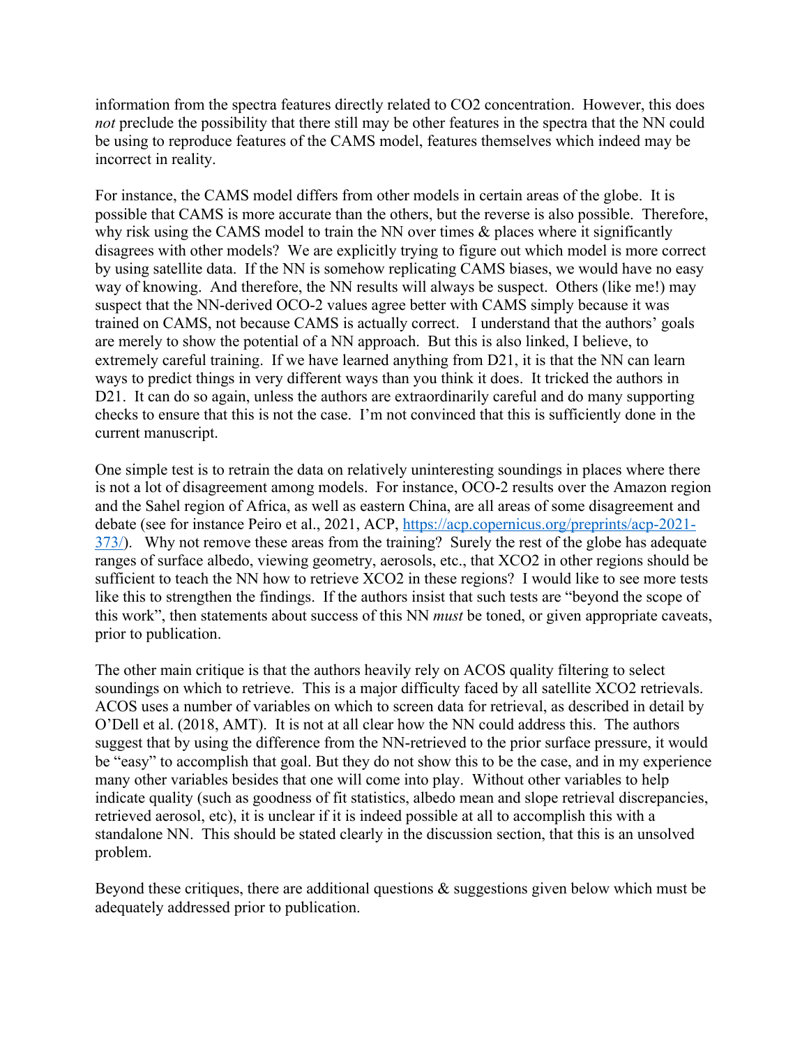information from the spectra features directly related to $CO_2$ concentration. However, this does *not* preclude the possibility that there still may be other features in the spectra that the NN could be using to reproduce features of the CAMS model, features themselves which indeed may be incorrect in reality.

For instance, the CAMS model differs from other models in certain areas of the globe. It is possible that CAMS is more accurate than the others, but the reverse is also possible. Therefore, why risk using the CAMS model to train the NN over times & places where it significantly disagrees with other models? We are explicitly trying to figure out which model is more correct by using satellite data. If the NN is somehow replicating CAMS biases, we would have no easy way of knowing. And therefore, the NN results will always be suspect. Others (like me!) may suspect that the NN-derived OCO-2 values agree better with CAMS simply because it was trained on CAMS, not because CAMS is actually correct. I understand that the authors' goals are merely to show the potential of a NN approach. But this is also linked, I believe, to extremely careful training. If we have learned anything from D21, it is that the NN can learn ways to predict things in very different ways than you think it does. It tricked the authors in D21. It can do so again, unless the authors are extraordinarily careful and do many supporting checks to ensure that this is not the case. I'm not convinced that this is sufficiently done in the current manuscript.

One simple test is to retrain the data on relatively uninteresting soundings in places where there is not a lot of disagreement among models. For instance, OCO-2 results over the Amazon region and the Sahel region of Africa, as well as eastern China, are all areas of some disagreement and debate (see for instance Peiro et al., 2021, ACP, [https://acp.copernicus.org/preprints/acp-2021-373/](https://acp.copernicus.org/preprints/acp-2021-373/)). Why not remove these areas from the training? Surely the rest of the globe has adequate ranges of surface albedo, viewing geometry, aerosols, etc., that $XCO_2$ in other regions should be sufficient to teach the NN how to retrieve $XCO_2$ in these regions? I would like to see more tests like this to strengthen the findings. If the authors insist that such tests are "beyond the scope of this work", then statements about success of this NN *must* be toned, or given appropriate caveats, prior to publication.

The other main critique is that the authors heavily rely on ACOS quality filtering to select soundings on which to retrieve. This is a major difficulty faced by all satellite $XCO_2$ retrievals. ACOS uses a number of variables on which to screen data for retrieval, as described in detail by O'Dell et al. (2018, AMT). It is not at all clear how the NN could address this. The authors suggest that by using the difference from the NN-retrieved to the prior surface pressure, it would be "easy" to accomplish that goal. But they do not show this to be the case, and in my experience many other variables besides that one will come into play. Without other variables to help indicate quality (such as goodness of fit statistics, albedo mean and slope retrieval discrepancies, retrieved aerosol, etc), it is unclear if it is indeed possible at all to accomplish this with a standalone NN. This should be stated clearly in the discussion section, that this is an unsolved problem.

Beyond these critiques, there are additional questions & suggestions given below which must be adequately addressed prior to publication.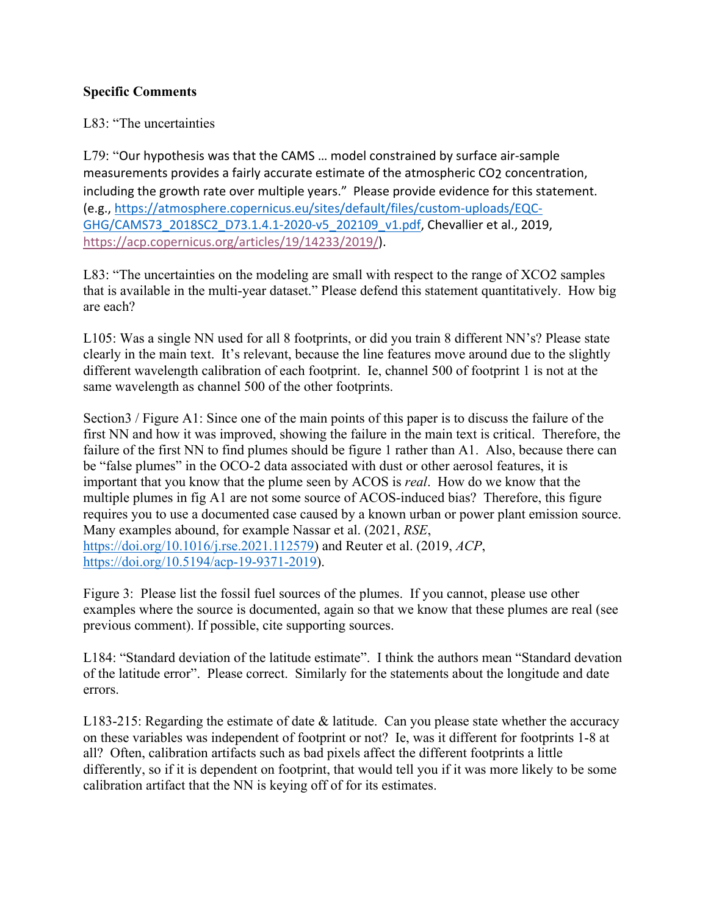**Specific Comments**

L83: "The uncertainties

L79: "Our hypothesis was that the CAMS … model constrained by surface air-sample measurements provides a fairly accurate estimate of the atmospheric $CO_2$ concentration, including the growth rate over multiple years." Please provide evidence for this statement. (e.g., https://atmosphere.copernicus.eu/sites/default/files/custom-uploads/EQC-GHG/CAMS73_2018SC2_D73.1.4.1-2020-v5_202109_v1.pdf, Chevallier et al., 2019, https://acp.copernicus.org/articles/19/14233/2019/).

L83: "The uncertainties on the modeling are small with respect to the range of XCO2 samples that is available in the multi-year dataset." Please defend this statement quantitatively. How big are each?

L105: Was a single NN used for all 8 footprints, or did you train 8 different NN's? Please state clearly in the main text. It's relevant, because the line features move around due to the slightly different wavelength calibration of each footprint. Ie, channel 500 of footprint 1 is not at the same wavelength as channel 500 of the other footprints.

Section3 / Figure A1: Since one of the main points of this paper is to discuss the failure of the first NN and how it was improved, showing the failure in the main text is critical. Therefore, the failure of the first NN to find plumes should be figure 1 rather than A1. Also, because there can be "false plumes" in the OCO-2 data associated with dust or other aerosol features, it is important that you know that the plume seen by ACOS is *real*. How do we know that the multiple plumes in fig A1 are not some source of ACOS-induced bias? Therefore, this figure requires you to use a documented case caused by a known urban or power plant emission source. Many examples abound, for example Nassar et al. (2021, *RSE*, https://doi.org/10.1016/j.rse.2021.112579) and Reuter et al. (2019, *ACP*, https://doi.org/10.5194/acp-19-9371-2019).

Figure 3: Please list the fossil fuel sources of the plumes. If you cannot, please use other examples where the source is documented, again so that we know that these plumes are real (see previous comment). If possible, cite supporting sources.

L184: "Standard deviation of the latitude estimate". I think the authors mean "Standard devation of the latitude error". Please correct. Similarly for the statements about the longitude and date errors.

L183-215: Regarding the estimate of date & latitude. Can you please state whether the accuracy on these variables was independent of footprint or not? Ie, was it different for footprints 1-8 at all? Often, calibration artifacts such as bad pixels affect the different footprints a little differently, so if it is dependent on footprint, that would tell you if it was more likely to be some calibration artifact that the NN is keying off of for its estimates.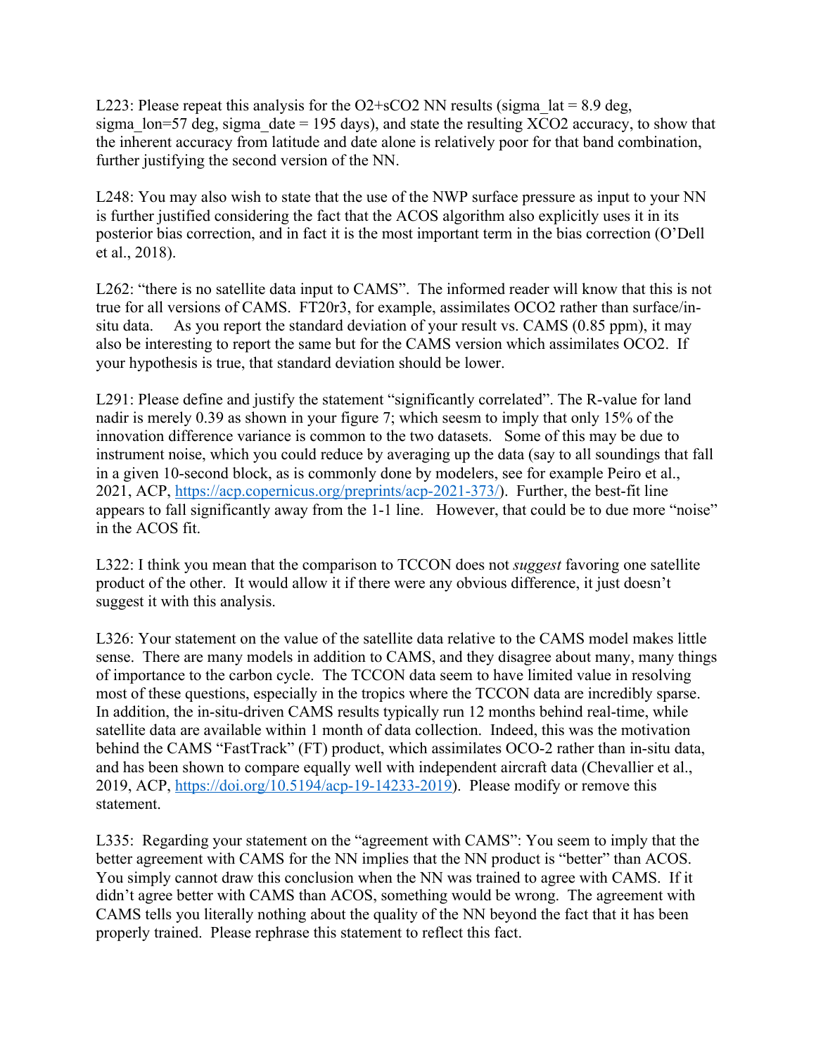L223: Please repeat this analysis for the $O_2$+s$CO_2$ NN results (sigma_lat = 8.9 deg, sigma_lon=57 deg, sigma_date = 195 days), and state the resulting $XCO_2$ accuracy, to show that the inherent accuracy from latitude and date alone is relatively poor for that band combination, further justifying the second version of the NN.

L248: You may also wish to state that the use of the NWP surface pressure as input to your NN is further justified considering the fact that the ACOS algorithm also explicitly uses it in its posterior bias correction, and in fact it is the most important term in the bias correction (O'Dell et al., 2018).

L262: "there is no satellite data input to CAMS". The informed reader will know that this is not true for all versions of CAMS. FT20r3, for example, assimilates OCO2 rather than surface/in-situ data. As you report the standard deviation of your result vs. CAMS (0.85 ppm), it may also be interesting to report the same but for the CAMS version which assimilates OCO2. If your hypothesis is true, that standard deviation should be lower.

L291: Please define and justify the statement "significantly correlated". The R-value for land nadir is merely 0.39 as shown in your figure 7; which seesm to imply that only 15% of the innovation difference variance is common to the two datasets. Some of this may be due to instrument noise, which you could reduce by averaging up the data (say to all soundings that fall in a given 10-second block, as is commonly done by modelers, see for example Peiro et al., 2021, ACP, https://acp.copernicus.org/preprints/acp-2021-373/). Further, the best-fit line appears to fall significantly away from the 1-1 line. However, that could be to due more "noise" in the ACOS fit.

L322: I think you mean that the comparison to TCCON does not *suggest* favoring one satellite product of the other. It would allow it if there were any obvious difference, it just doesn't suggest it with this analysis.

L326: Your statement on the value of the satellite data relative to the CAMS model makes little sense. There are many models in addition to CAMS, and they disagree about many, many things of importance to the carbon cycle. The TCCON data seem to have limited value in resolving most of these questions, especially in the tropics where the TCCON data are incredibly sparse. In addition, the in-situ-driven CAMS results typically run 12 months behind real-time, while satellite data are available within 1 month of data collection. Indeed, this was the motivation behind the CAMS "FastTrack" (FT) product, which assimilates OCO-2 rather than in-situ data, and has been shown to compare equally well with independent aircraft data (Chevallier et al., 2019, ACP, https://doi.org/10.5194/acp-19-14233-2019). Please modify or remove this statement.

L335: Regarding your statement on the "agreement with CAMS": You seem to imply that the better agreement with CAMS for the NN implies that the NN product is "better" than ACOS. You simply cannot draw this conclusion when the NN was trained to agree with CAMS. If it didn't agree better with CAMS than ACOS, something would be wrong. The agreement with CAMS tells you literally nothing about the quality of the NN beyond the fact that it has been properly trained. Please rephrase this statement to reflect this fact.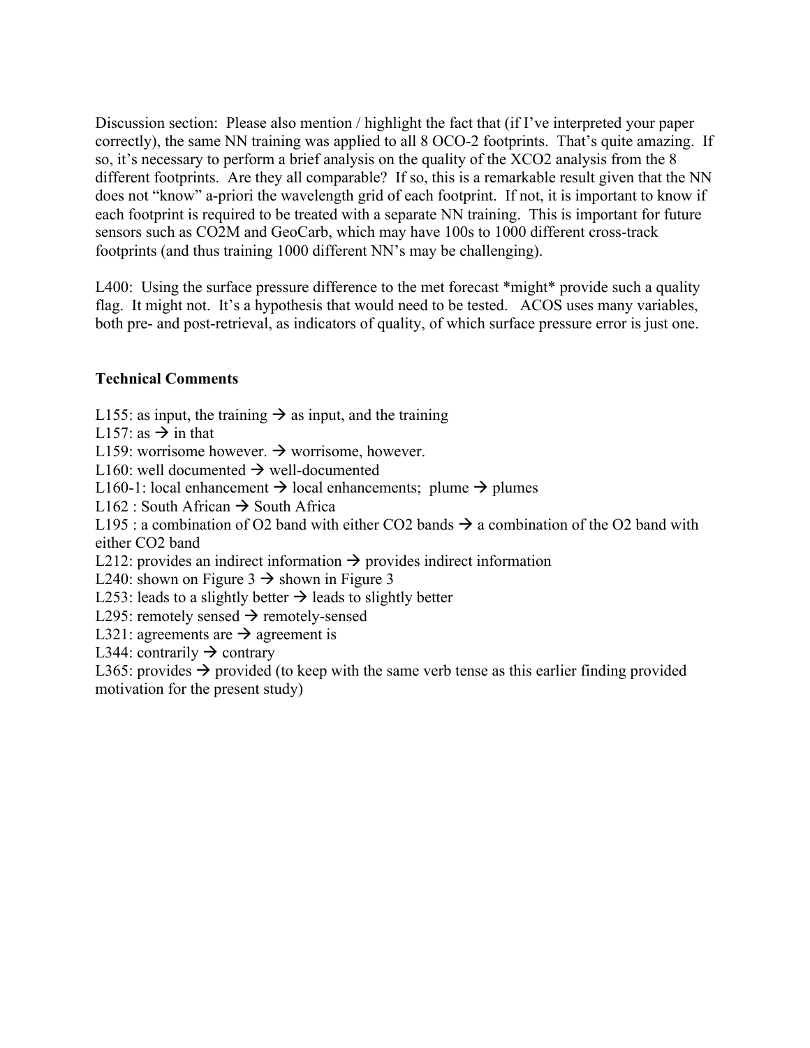Discussion section: Please also mention / highlight the fact that (if I've interpreted your paper correctly), the same NN training was applied to all 8 OCO-2 footprints. That's quite amazing. If so, it's necessary to perform a brief analysis on the quality of the XCO2 analysis from the 8 different footprints. Are they all comparable? If so, this is a remarkable result given that the NN does not "know" a-priori the wavelength grid of each footprint. If not, it is important to know if each footprint is required to be treated with a separate NN training. This is important for future sensors such as CO2M and GeoCarb, which may have 100s to 1000 different cross-track footprints (and thus training 1000 different NN's may be challenging).

L400: Using the surface pressure difference to the met forecast *might* provide such a quality flag. It might not. It's a hypothesis that would need to be tested. ACOS uses many variables, both pre- and post-retrieval, as indicators of quality, of which surface pressure error is just one.

**Technical Comments**

L155: as input, the training → as input, and the training
L157: as → in that
L159: worrisome however. → worrisome, however.
L160: well documented → well-documented
L160-1: local enhancement → local enhancements; plume → plumes
L162 : South African → South Africa
L195 : a combination of O2 band with either CO2 bands → a combination of the O2 band with either CO2 band
L212: provides an indirect information → provides indirect information
L240: shown on Figure 3 → shown in Figure 3
L253: leads to a slightly better → leads to slightly better
L295: remotely sensed → remotely-sensed
L321: agreements are → agreement is
L344: contrarily → contrary
L365: provides → provided (to keep with the same verb tense as this earlier finding provided motivation for the present study)